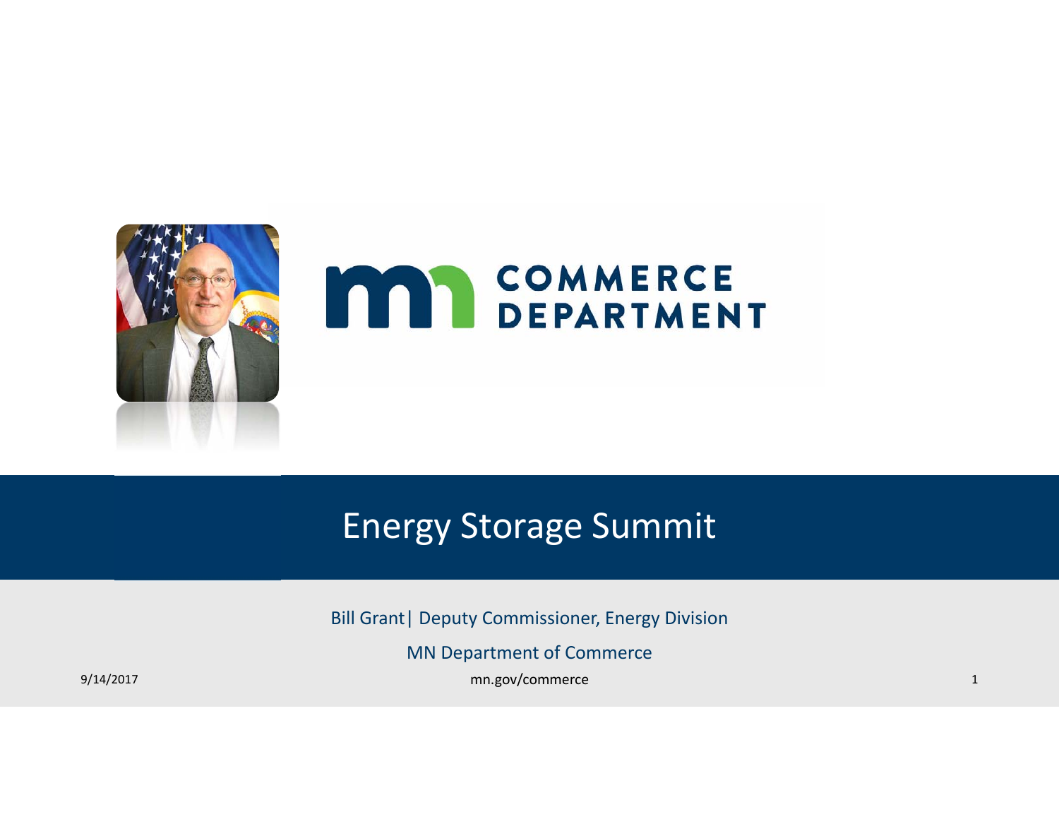COMMERCE DEPARTMENT

# Energy Storage Summit

Bill Grant | Deputy Commissioner, Energy Division

MN Department of Commerce

9/14/2017

mn.gov/commerce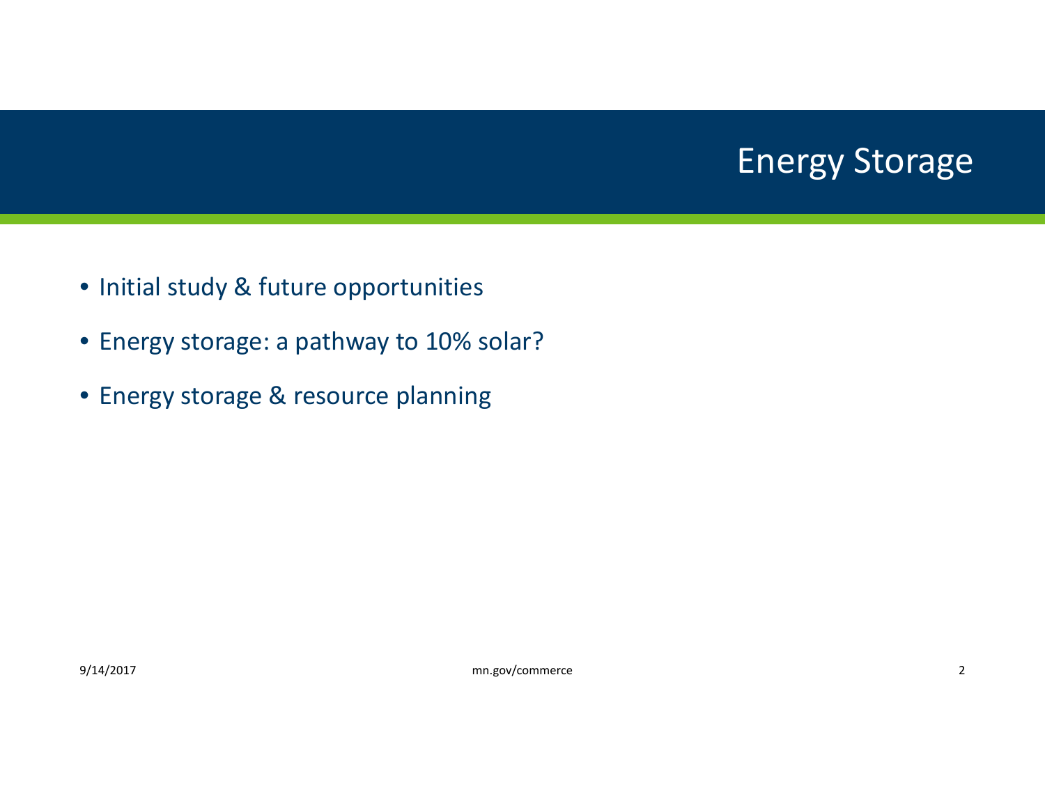# Energy Storage

- Initial study & future opportunities
- Energy storage: a pathway to 10% solar?
- Energy storage & resource planning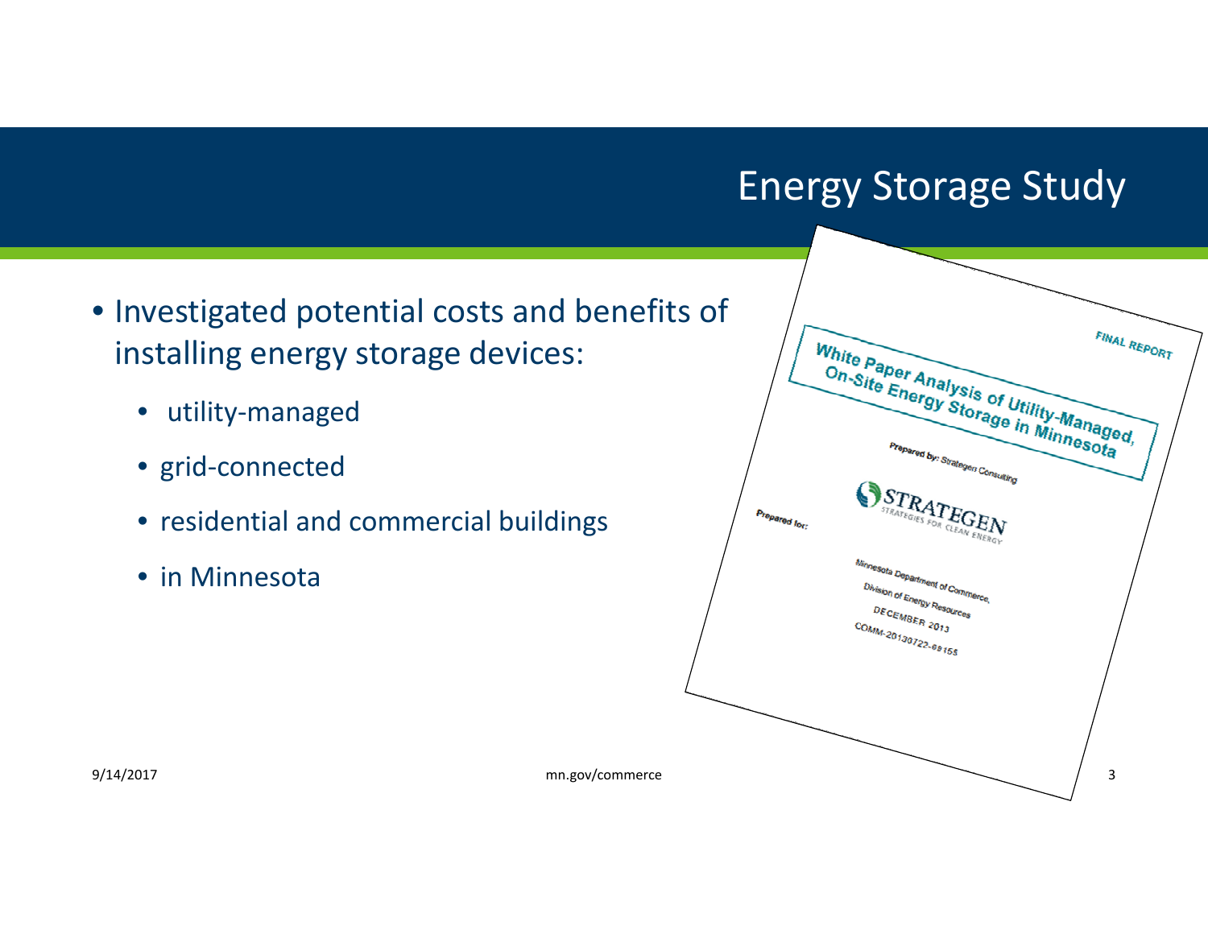# Energy Storage Study

- Investigated potential costs and benefits of installing energy storage devices:
  - utility-managed
  - grid-connected
  - residential and commercial buildings
  - in Minnesota

FINAL REPORT

**White Paper Analysis of Utility-Managed, On-Site Energy Storage in Minnesota**

**Prepared by:** Strategen Consulting

STRATEGEN
STRATEGIES FOR CLEAN ENERGY

**Prepared for:**

Minnesota Department of Commerce,
Division of Energy Resources
DECEMBER 2013
COMM-20130722-69155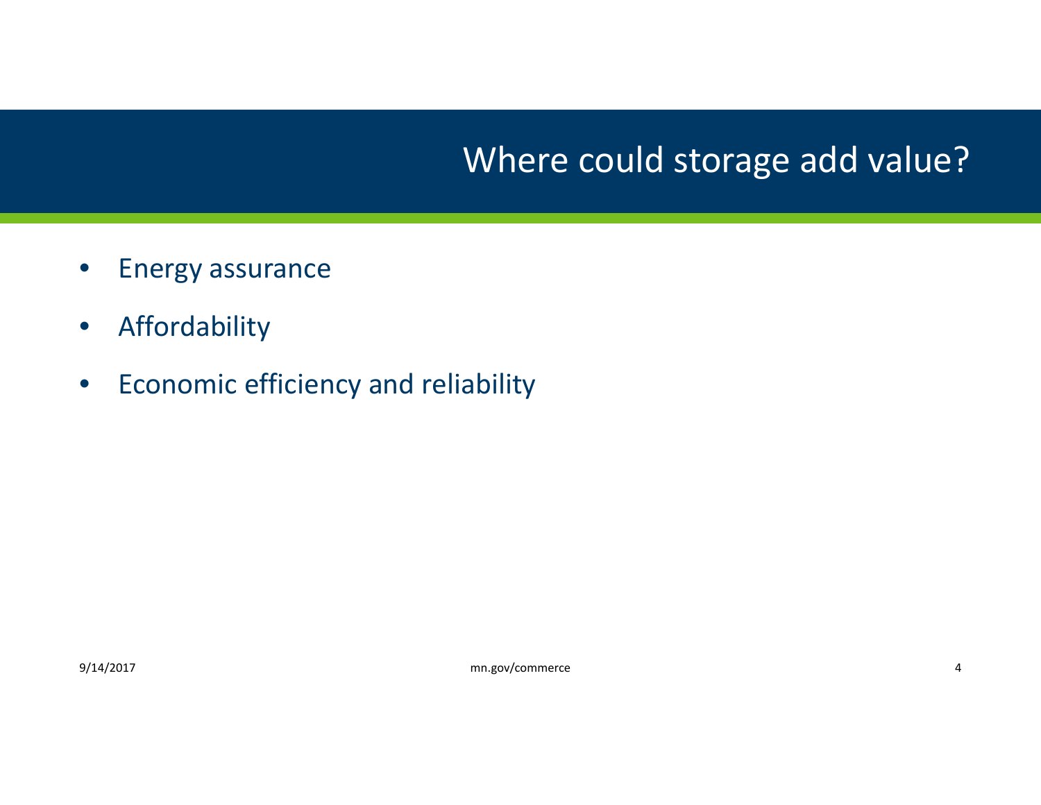# Where could storage add value?

- Energy assurance
- Affordability
- Economic efficiency and reliability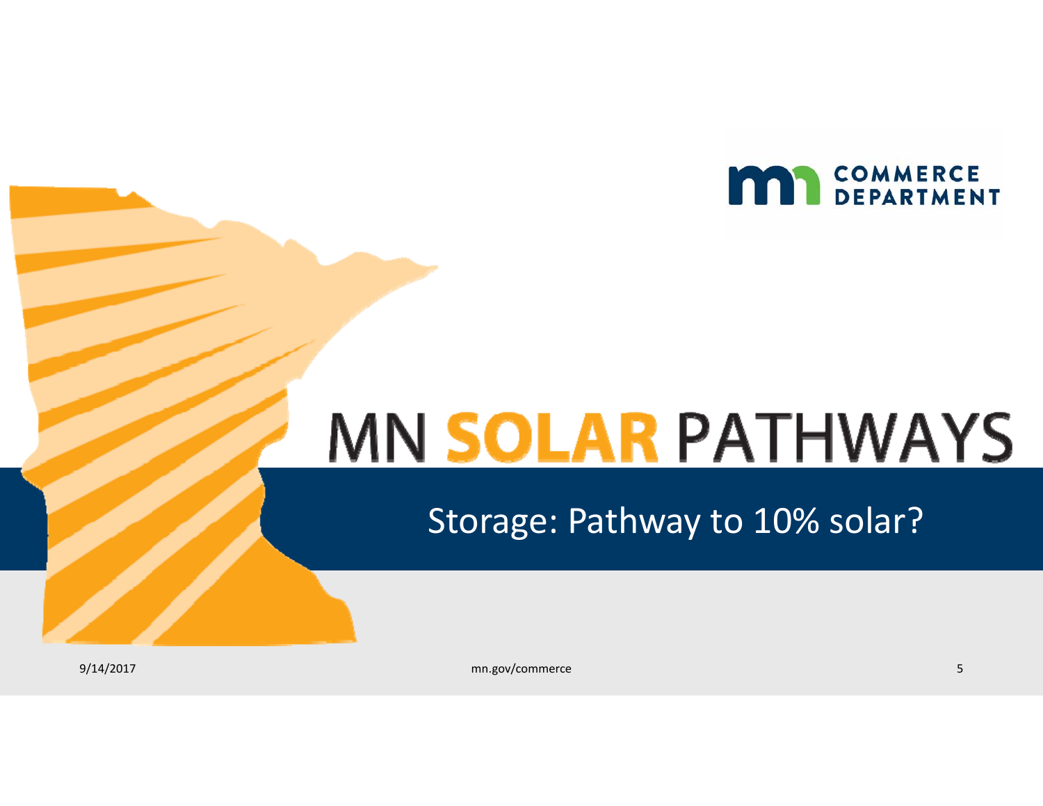# MN SOLAR PATHWAYS

## Storage: Pathway to 10% solar?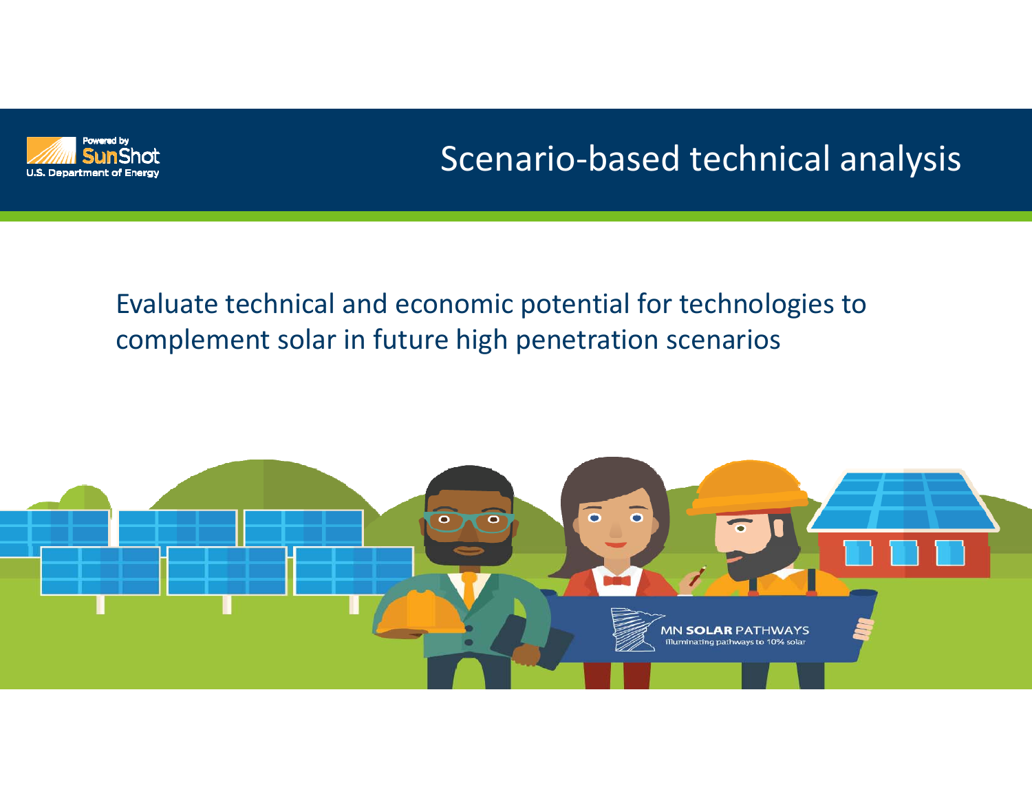# Scenario-based technical analysis

Evaluate technical and economic potential for technologies to complement solar in future high penetration scenarios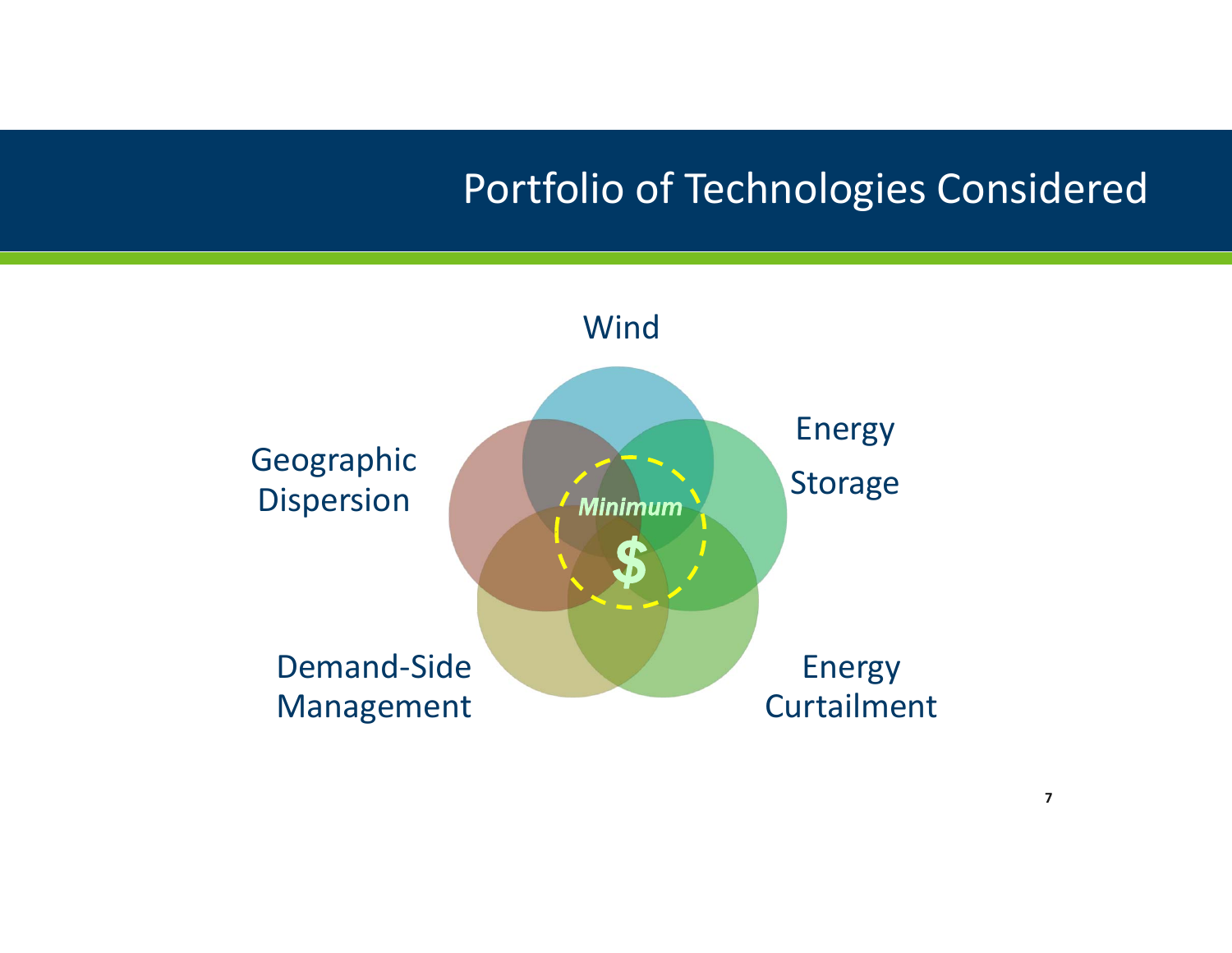# Portfolio of Technologies Considered

Wind

Energy Storage

Energy Curtailment

Demand-Side Management

Geographic Dispersion

*Minimum*

$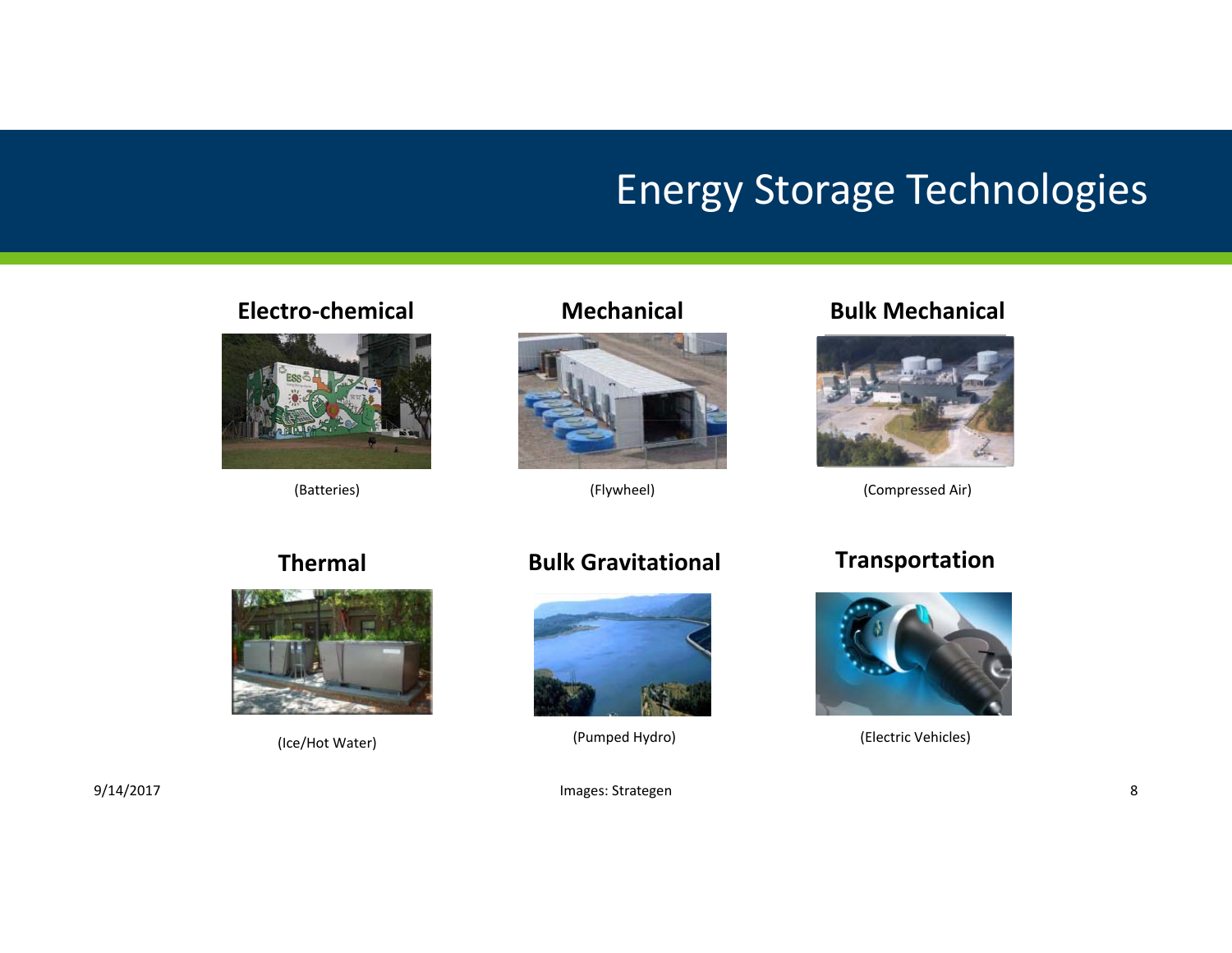# Energy Storage Technologies

**Electro-chemical**

(Batteries)

**Mechanical**

(Flywheel)

**Bulk Mechanical**

(Compressed Air)

**Thermal**

(Ice/Hot Water)

**Bulk Gravitational**

(Pumped Hydro)

**Transportation**

(Electric Vehicles)

Images: Strategen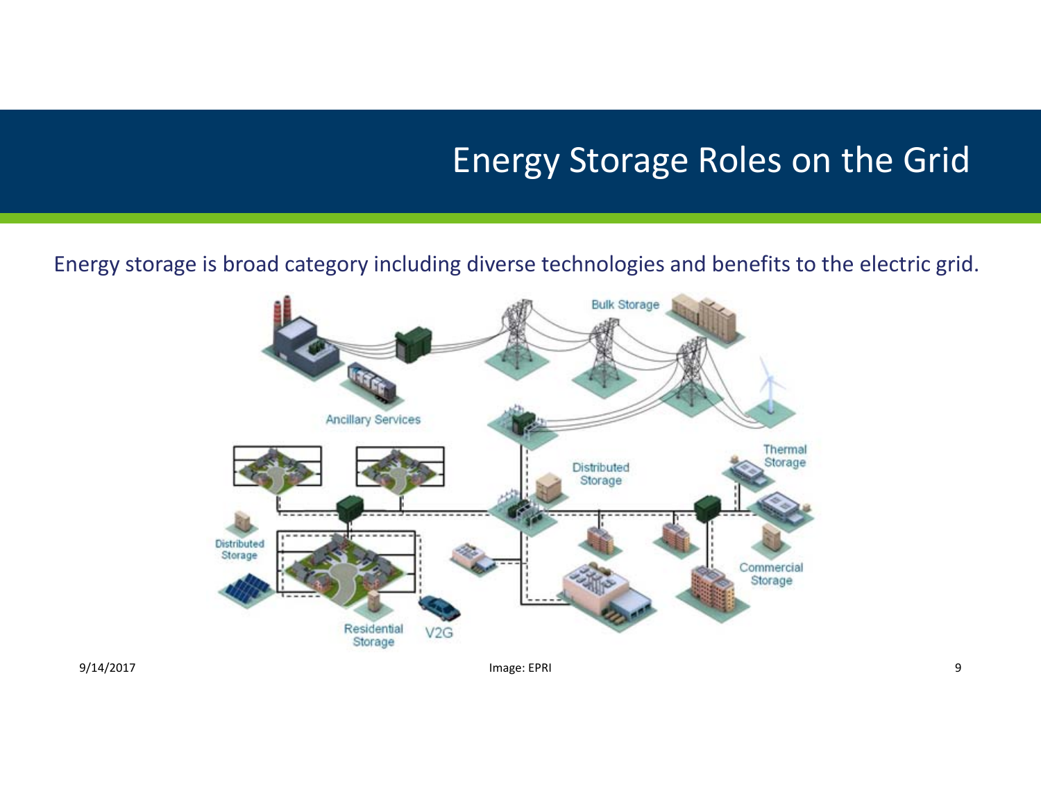# Energy Storage Roles on the Grid

Energy storage is broad category including diverse technologies and benefits to the electric grid.

Image: EPRI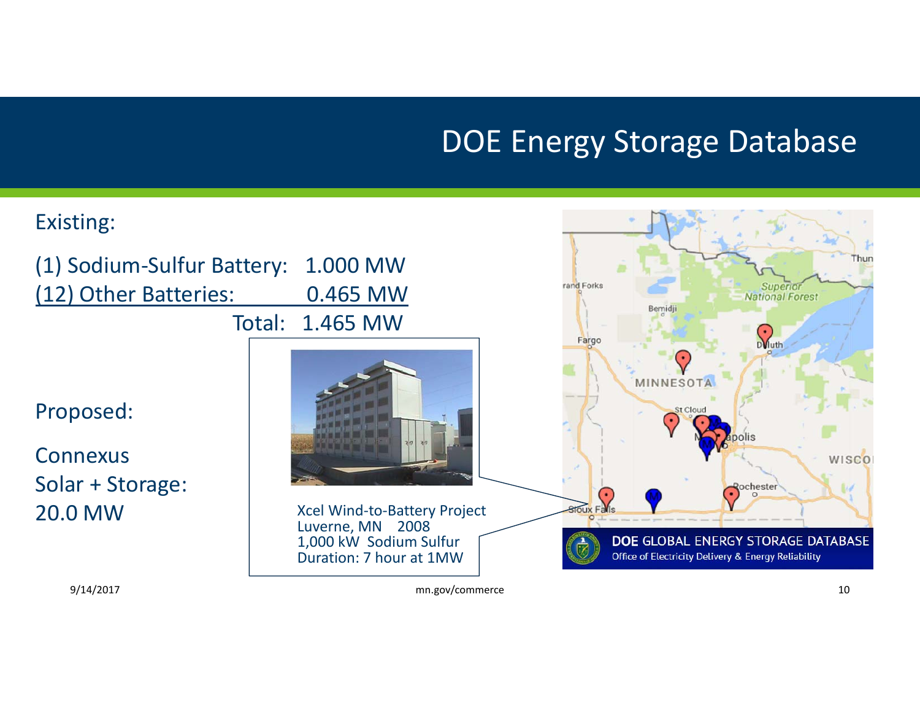# DOE Energy Storage Database

Existing:

(1) Sodium-Sulfur Battery: 1.000 MW
(12) Other Batteries: 0.465 MW
Total: 1.465 MW

Proposed:

Connexus
Solar + Storage:
20.0 MW

Xcel Wind-to-Battery Project
Luverne, MN 2008
1,000 kW Sodium Sulfur
Duration: 7 hour at 1MW

DOE GLOBAL ENERGY STORAGE DATABASE
Office of Electricity Delivery & Energy Reliability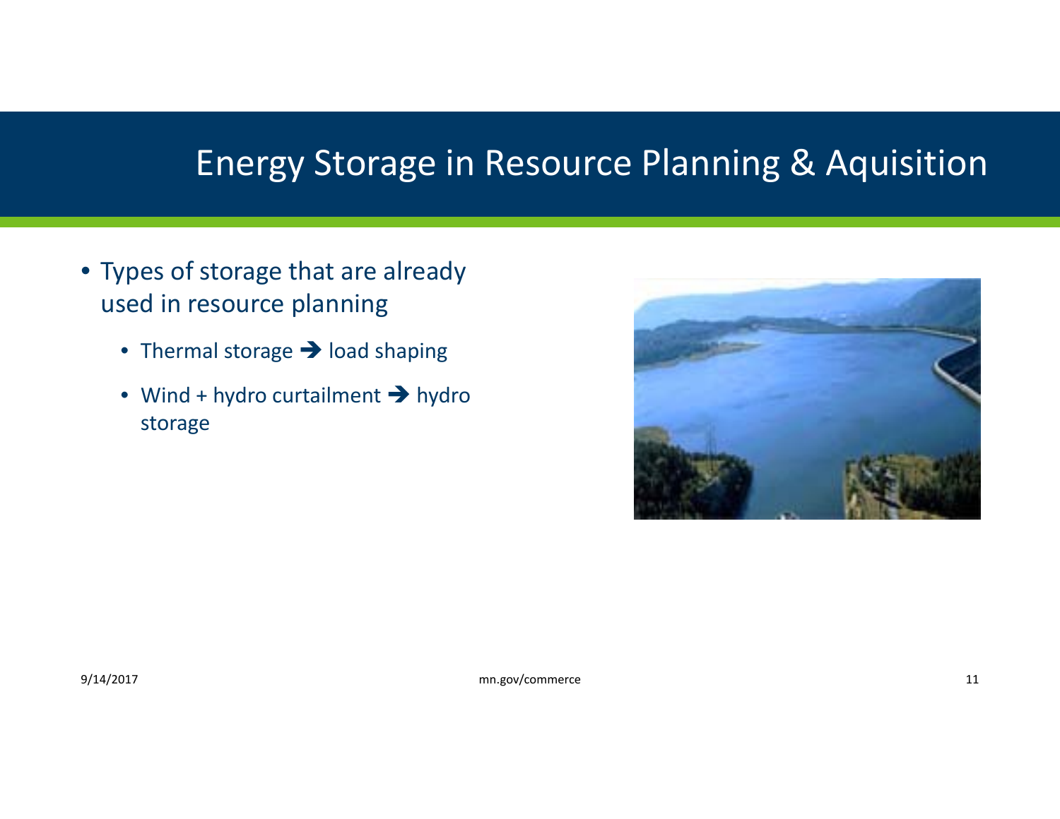# Energy Storage in Resource Planning & Aquisition

- Types of storage that are already used in resource planning
  - Thermal storage ➔ load shaping
  - Wind + hydro curtailment ➔ hydro storage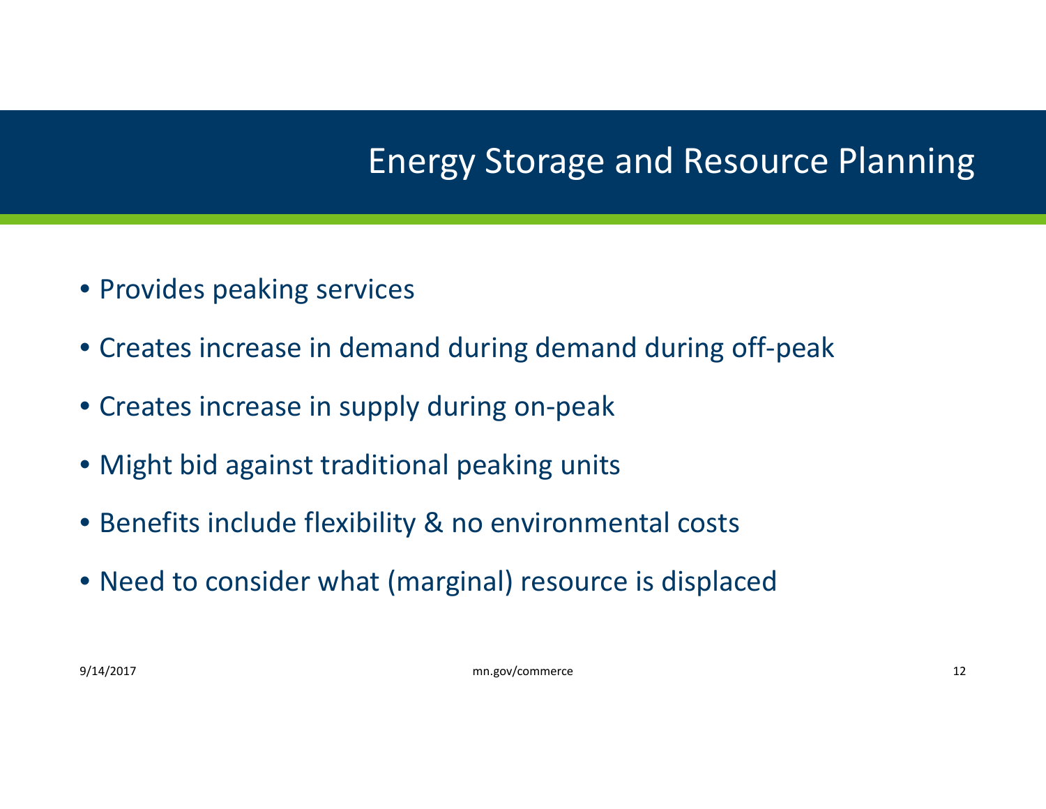## Energy Storage and Resource Planning

- Provides peaking services
- Creates increase in demand during demand during off-peak
- Creates increase in supply during on-peak
- Might bid against traditional peaking units
- Benefits include flexibility & no environmental costs
- Need to consider what (marginal) resource is displaced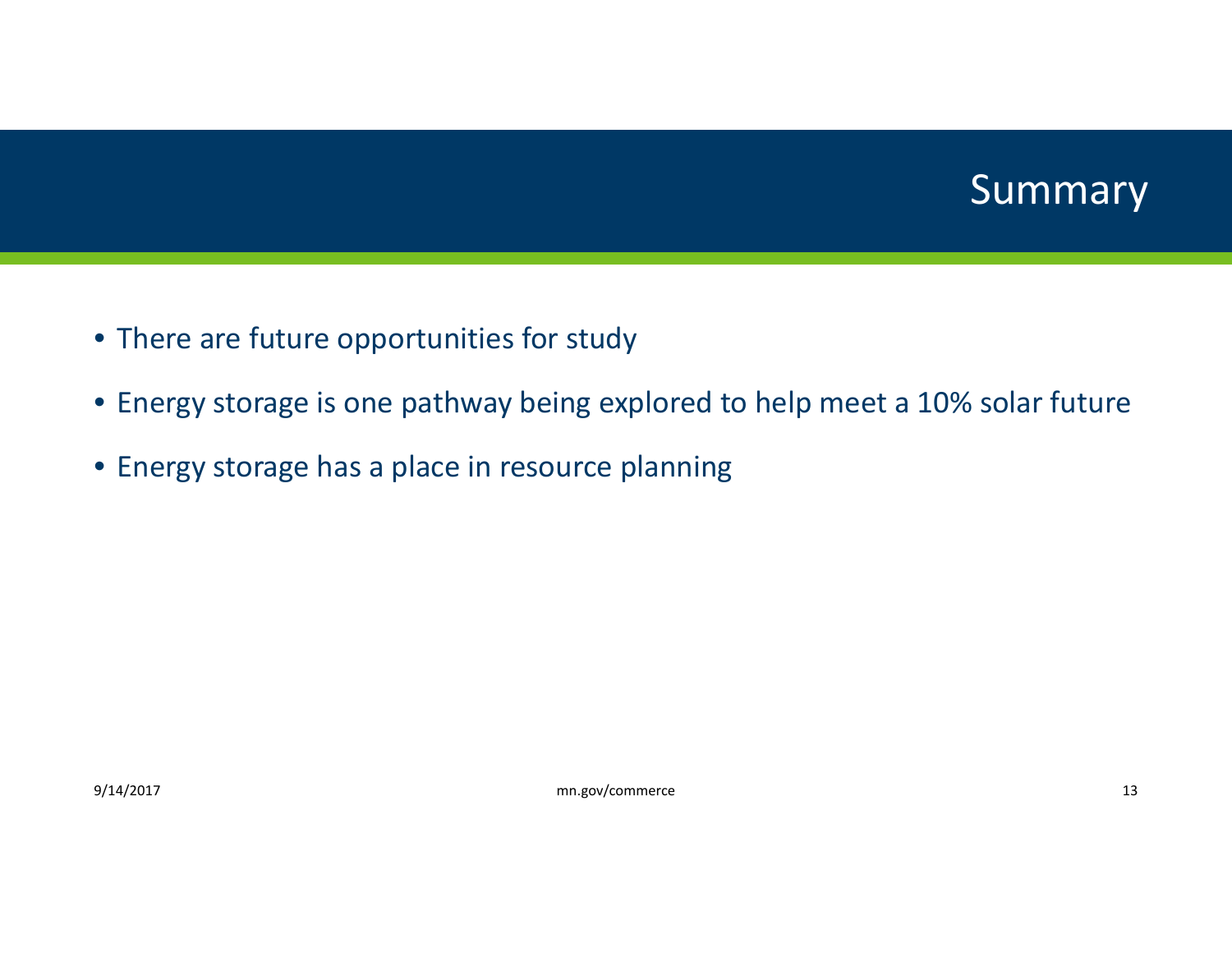# Summary

- There are future opportunities for study
- Energy storage is one pathway being explored to help meet a 10% solar future
- Energy storage has a place in resource planning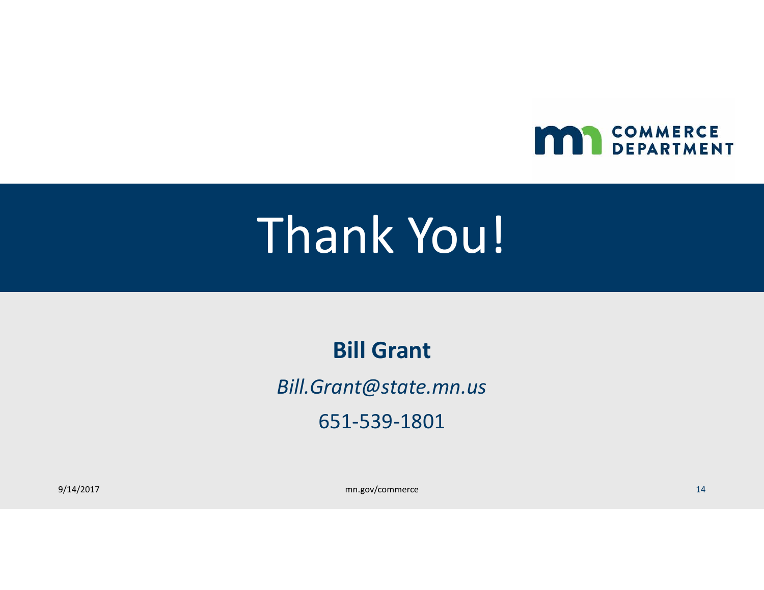MN COMMERCE DEPARTMENT

# Thank You!

**Bill Grant**

*Bill.Grant@state.mn.us*

651-539-1801